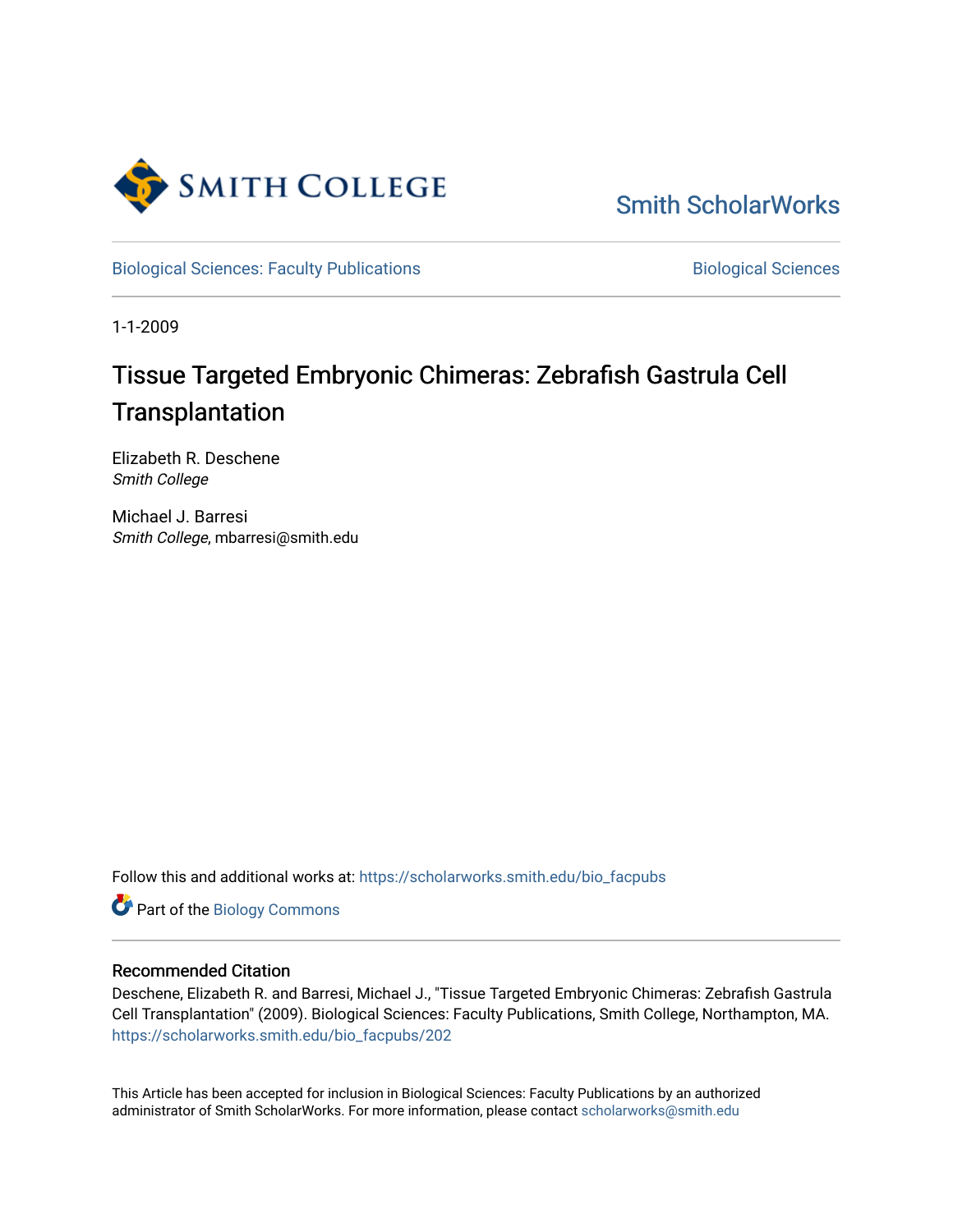Smith College

Smith ScholarWorks

Biological Sciences: Faculty Publications

Biological Sciences

1-1-2009

# Tissue Targeted Embryonic Chimeras: Zebrafish Gastrula Cell Transplantation

Elizabeth R. Deschene
*Smith College*

Michael J. Barresi
*Smith College*, mbarresi@smith.edu

Follow this and additional works at: https://scholarworks.smith.edu/bio_facpubs

Part of the Biology Commons

### Recommended Citation

Deschene, Elizabeth R. and Barresi, Michael J., "Tissue Targeted Embryonic Chimeras: Zebrafish Gastrula Cell Transplantation" (2009). Biological Sciences: Faculty Publications, Smith College, Northampton, MA. https://scholarworks.smith.edu/bio_facpubs/202

This Article has been accepted for inclusion in Biological Sciences: Faculty Publications by an authorized administrator of Smith ScholarWorks. For more information, please contact scholarworks@smith.edu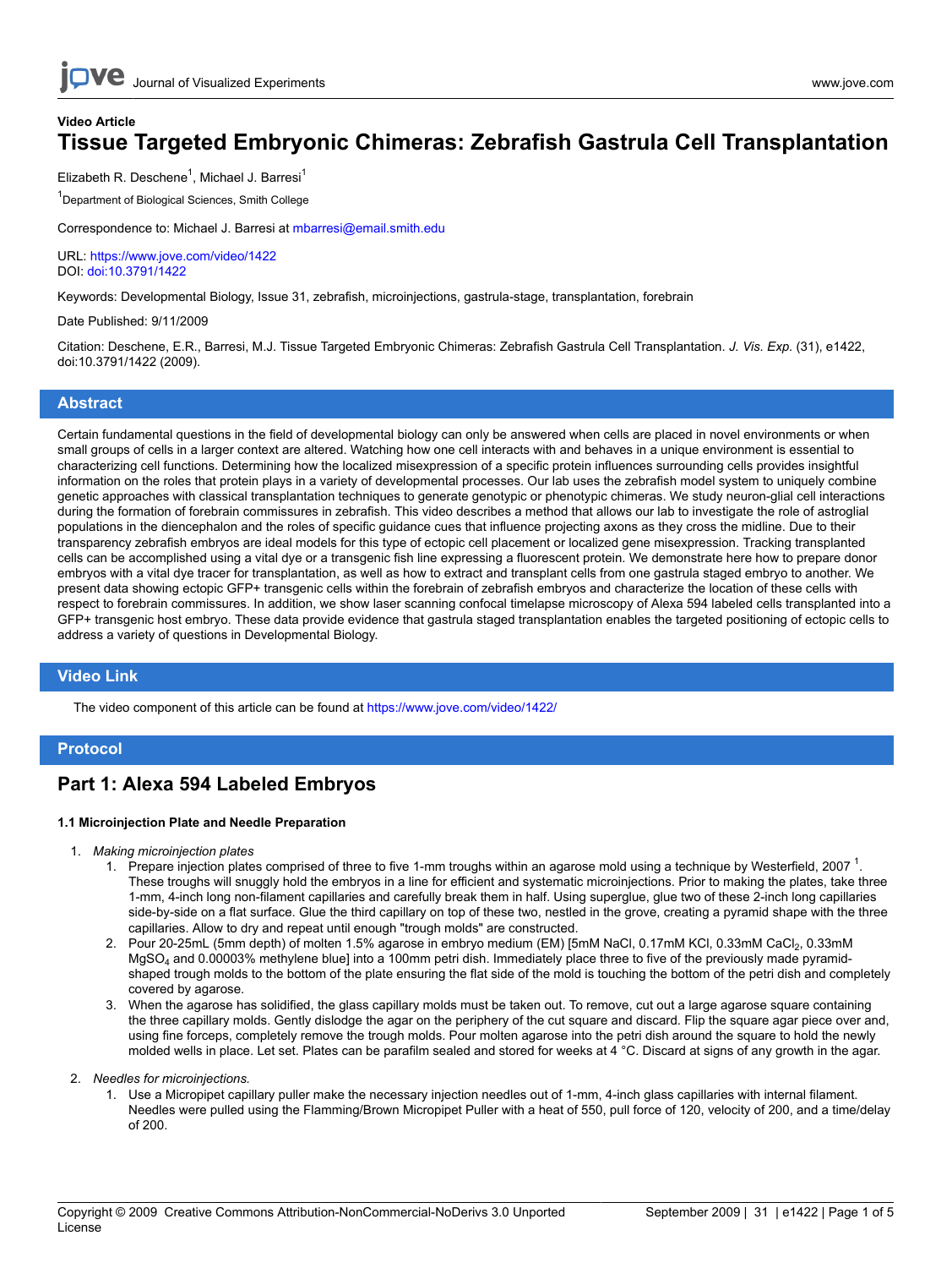**Video Article**

# Tissue Targeted Embryonic Chimeras: Zebrafish Gastrula Cell Transplantation

Elizabeth R. Deschene[1], Michael J. Barresi[1]

[1]Department of Biological Sciences, Smith College

Correspondence to: Michael J. Barresi at mbarresi@email.smith.edu

URL: https://www.jove.com/video/1422
DOI: doi:10.3791/1422

Keywords: Developmental Biology, Issue 31, zebrafish, microinjections, gastrula-stage, transplantation, forebrain

Date Published: 9/11/2009

Citation: Deschene, E.R., Barresi, M.J. Tissue Targeted Embryonic Chimeras: Zebrafish Gastrula Cell Transplantation. *J. Vis. Exp.* (31), e1422, doi:10.3791/1422 (2009).

## Abstract

Certain fundamental questions in the field of developmental biology can only be answered when cells are placed in novel environments or when small groups of cells in a larger context are altered. Watching how one cell interacts with and behaves in a unique environment is essential to characterizing cell functions. Determining how the localized misexpression of a specific protein influences surrounding cells provides insightful information on the roles that protein plays in a variety of developmental processes. Our lab uses the zebrafish model system to uniquely combine genetic approaches with classical transplantation techniques to generate genotypic or phenotypic chimeras. We study neuron-glial cell interactions during the formation of forebrain commissures in zebrafish. This video describes a method that allows our lab to investigate the role of astroglial populations in the diencephalon and the roles of specific guidance cues that influence projecting axons as they cross the midline. Due to their transparency zebrafish embryos are ideal models for this type of ectopic cell placement or localized gene misexpression. Tracking transplanted cells can be accomplished using a vital dye or a transgenic fish line expressing a fluorescent protein. We demonstrate here how to prepare donor embryos with a vital dye tracer for transplantation, as well as how to extract and transplant cells from one gastrula staged embryo to another. We present data showing ectopic GFP+ transgenic cells within the forebrain of zebrafish embryos and characterize the location of these cells with respect to forebrain commissures. In addition, we show laser scanning confocal timelapse microscopy of Alexa 594 labeled cells transplanted into a GFP+ transgenic host embryo. These data provide evidence that gastrula staged transplantation enables the targeted positioning of ectopic cells to address a variety of questions in Developmental Biology.

## Video Link

The video component of this article can be found at https://www.jove.com/video/1422/

## Protocol

# Part 1: Alexa 594 Labeled Embryos

#### 1.1 Microinjection Plate and Needle Preparation

1. *Making microinjection plates*
    1. Prepare injection plates comprised of three to five 1-mm troughs within an agarose mold using a technique by Westerfield, 2007 [1]. These troughs will snuggly hold the embryos in a line for efficient and systematic microinjections. Prior to making the plates, take three 1-mm, 4-inch long non-filament capillaries and carefully break them in half. Using superglue, glue two of these 2-inch long capillaries side-by-side on a flat surface. Glue the third capillary on top of these two, nestled in the grove, creating a pyramid shape with the three capillaries. Allow to dry and repeat until enough "trough molds" are constructed.
    2. Pour 20-25mL (5mm depth) of molten 1.5% agarose in embryo medium (EM) [5mM NaCl, 0.17mM KCl, 0.33mM $CaCl_2$, 0.33mM $MgSO_4$ and 0.00003% methylene blue] into a 100mm petri dish. Immediately place three to five of the previously made pyramid-shaped trough molds to the bottom of the plate ensuring the flat side of the mold is touching the bottom of the petri dish and completely covered by agarose.
    3. When the agarose has solidified, the glass capillary molds must be taken out. To remove, cut out a large agarose square containing the three capillary molds. Gently dislodge the agar on the periphery of the cut square and discard. Flip the square agar piece over and, using fine forceps, completely remove the trough molds. Pour molten agarose into the petri dish around the square to hold the newly molded wells in place. Let set. Plates can be parafilm sealed and stored for weeks at 4 °C. Discard at signs of any growth in the agar.
2. *Needles for microinjections.*
    1. Use a Micropipet capillary puller make the necessary injection needles out of 1-mm, 4-inch glass capillaries with internal filament. Needles were pulled using the Flamming/Brown Micropipet Puller with a heat of 550, pull force of 120, velocity of 200, and a time/delay of 200.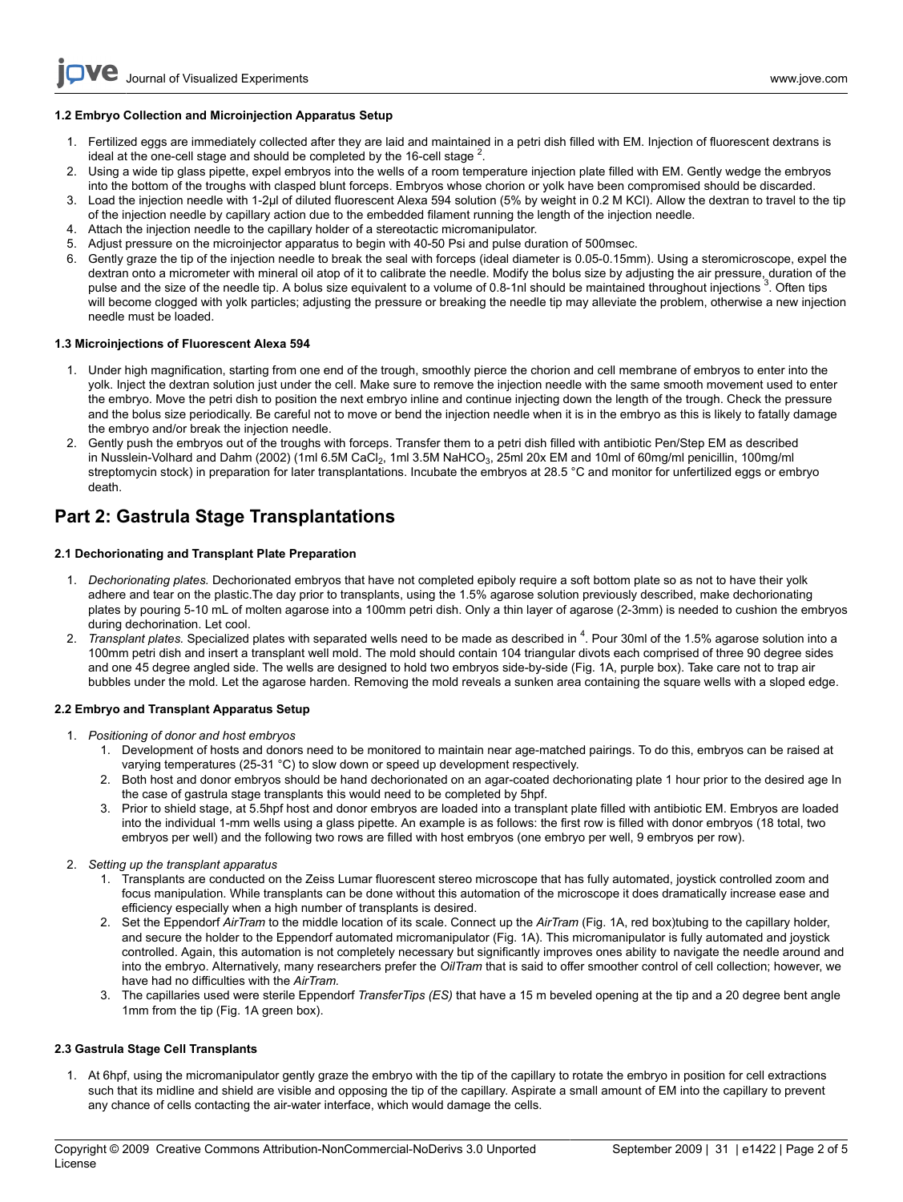### 1.2 Embryo Collection and Microinjection Apparatus Setup

1. Fertilized eggs are immediately collected after they are laid and maintained in a petri dish filled with EM. Injection of fluorescent dextrans is ideal at the one-cell stage and should be completed by the 16-cell stage [2].
2. Using a wide tip glass pipette, expel embryos into the wells of a room temperature injection plate filled with EM. Gently wedge the embryos into the bottom of the troughs with clasped blunt forceps. Embryos whose chorion or yolk have been compromised should be discarded.
3. Load the injection needle with 1-2μl of diluted fluorescent Alexa 594 solution (5% by weight in 0.2 M KCl). Allow the dextran to travel to the tip of the injection needle by capillary action due to the embedded filament running the length of the injection needle.
4. Attach the injection needle to the capillary holder of a stereotactic micromanipulator.
5. Adjust pressure on the microinjector apparatus to begin with 40-50 Psi and pulse duration of 500msec.
6. Gently graze the tip of the injection needle to break the seal with forceps (ideal diameter is 0.05-0.15mm). Using a steromicroscope, expel the dextran onto a micrometer with mineral oil atop of it to calibrate the needle. Modify the bolus size by adjusting the air pressure, duration of the pulse and the size of the needle tip. A bolus size equivalent to a volume of 0.8-1nl should be maintained throughout injections [3]. Often tips will become clogged with yolk particles; adjusting the pressure or breaking the needle tip may alleviate the problem, otherwise a new injection needle must be loaded.

### 1.3 Microinjections of Fluorescent Alexa 594

1. Under high magnification, starting from one end of the trough, smoothly pierce the chorion and cell membrane of embryos to enter into the yolk. Inject the dextran solution just under the cell. Make sure to remove the injection needle with the same smooth movement used to enter the embryo. Move the petri dish to position the next embryo inline and continue injecting down the length of the trough. Check the pressure and the bolus size periodically. Be careful not to move or bend the injection needle when it is in the embryo as this is likely to fatally damage the embryo and/or break the injection needle.
2. Gently push the embryos out of the troughs with forceps. Transfer them to a petri dish filled with antibiotic Pen/Step EM as described in Nusslein-Volhard and Dahm (2002) (1ml 6.5M $CaCl_2$, 1ml 3.5M $NaHCO_3$, 25ml 20x EM and 10ml of 60mg/ml penicillin, 100mg/ml streptomycin stock) in preparation for later transplantations. Incubate the embryos at 28.5 °C and monitor for unfertilized eggs or embryo death.

## Part 2: Gastrula Stage Transplantations

### 2.1 Dechorionating and Transplant Plate Preparation

1. *Dechorionating plates.* Dechorionated embryos that have not completed epiboly require a soft bottom plate so as not to have their yolk adhere and tear on the plastic.The day prior to transplants, using the 1.5% agarose solution previously described, make dechorionating plates by pouring 5-10 mL of molten agarose into a 100mm petri dish. Only a thin layer of agarose (2-3mm) is needed to cushion the embryos during dechorination. Let cool.
2. *Transplant plates.* Specialized plates with separated wells need to be made as described in [4]. Pour 30ml of the 1.5% agarose solution into a 100mm petri dish and insert a transplant well mold. The mold should contain 104 triangular divots each comprised of three 90 degree sides and one 45 degree angled side. The wells are designed to hold two embryos side-by-side (Fig. 1A, purple box). Take care not to trap air bubbles under the mold. Let the agarose harden. Removing the mold reveals a sunken area containing the square wells with a sloped edge.

### 2.2 Embryo and Transplant Apparatus Setup

1. *Positioning of donor and host embryos*
   1. Development of hosts and donors need to be monitored to maintain near age-matched pairings. To do this, embryos can be raised at varying temperatures (25-31 °C) to slow down or speed up development respectively.
   2. Both host and donor embryos should be hand dechorionated on an agar-coated dechorionating plate 1 hour prior to the desired age In the case of gastrula stage transplants this would need to be completed by 5hpf.
   3. Prior to shield stage, at 5.5hpf host and donor embryos are loaded into a transplant plate filled with antibiotic EM. Embryos are loaded into the individual 1-mm wells using a glass pipette. An example is as follows: the first row is filled with donor embryos (18 total, two embryos per well) and the following two rows are filled with host embryos (one embryo per well, 9 embryos per row).
2. *Setting up the transplant apparatus*
   1. Transplants are conducted on the Zeiss Lumar fluorescent stereo microscope that has fully automated, joystick controlled zoom and focus manipulation. While transplants can be done without this automation of the microscope it does dramatically increase ease and efficiency especially when a high number of transplants is desired.
   2. Set the Eppendorf *AirTram* to the middle location of its scale. Connect up the *AirTram* (Fig. 1A, red box)tubing to the capillary holder, and secure the holder to the Eppendorf automated micromanipulator (Fig. 1A). This micromanipulator is fully automated and joystick controlled. Again, this automation is not completely necessary but significantly improves ones ability to navigate the needle around and into the embryo. Alternatively, many researchers prefer the *OilTram* that is said to offer smoother control of cell collection; however, we have had no difficulties with the *AirTram*.
   3. The capillaries used were sterile Eppendorf *TransferTips (ES)* that have a 15 m beveled opening at the tip and a 20 degree bent angle 1mm from the tip (Fig. 1A green box).

### 2.3 Gastrula Stage Cell Transplants

1. At 6hpf, using the micromanipulator gently graze the embryo with the tip of the capillary to rotate the embryo in position for cell extractions such that its midline and shield are visible and opposing the tip of the capillary. Aspirate a small amount of EM into the capillary to prevent any chance of cells contacting the air-water interface, which would damage the cells.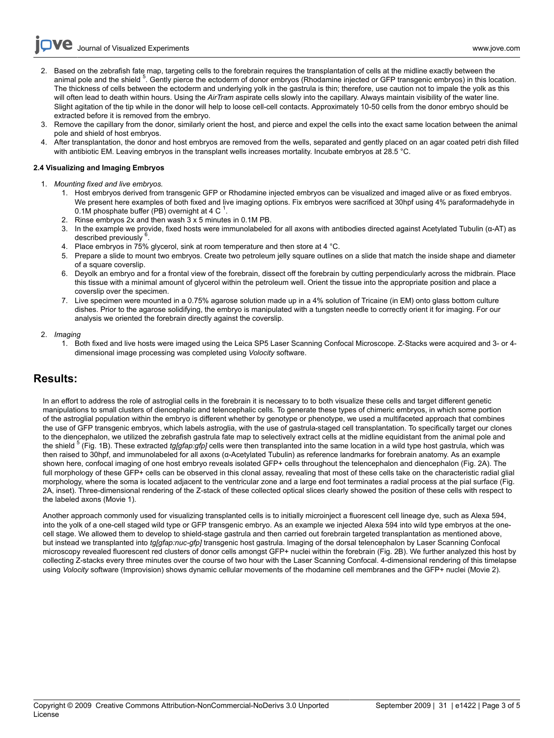2. Based on the zebrafish fate map, targeting cells to the forebrain requires the transplantation of cells at the midline exactly between the animal pole and the shield [5]. Gently pierce the ectoderm of donor embryos (Rhodamine injected or GFP transgenic embryos) in this location. The thickness of cells between the ectoderm and underlying yolk in the gastrula is thin; therefore, use caution not to impale the yolk as this will often lead to death within hours. Using the *AirTram* aspirate cells slowly into the capillary. Always maintain visibility of the water line. Slight agitation of the tip while in the donor will help to loose cell-cell contacts. Approximately 10-50 cells from the donor embryo should be extracted before it is removed from the embryo.
3. Remove the capillary from the donor, similarly orient the host, and pierce and expel the cells into the exact same location between the animal pole and shield of host embryos.
4. After transplantation, the donor and host embryos are removed from the wells, separated and gently placed on an agar coated petri dish filled with antibiotic EM. Leaving embryos in the transplant wells increases mortality. Incubate embryos at 28.5 °C.

**2.4 Visualizing and Imaging Embryos**

1. *Mounting fixed and live embryos.*
   1. Host embryos derived from transgenic GFP or Rhodamine injected embryos can be visualized and imaged alive or as fixed embryos. We present here examples of both fixed and live imaging options. Fix embryos were sacrificed at 30hpf using 4% paraformadehyde in 0.1M phosphate buffer (PB) overnight at 4 C [1].
   2. Rinse embryos 2x and then wash 3 x 5 minutes in 0.1M PB.
   3. In the example we provide, fixed hosts were immunolabeled for all axons with antibodies directed against Acetylated Tubulin (α-AT) as described previously [6].
   4. Place embryos in 75% glycerol, sink at room temperature and then store at 4 °C.
   5. Prepare a slide to mount two embryos. Create two petroleum jelly square outlines on a slide that match the inside shape and diameter of a square coverslip.
   6. Deyolk an embryo and for a frontal view of the forebrain, dissect off the forebrain by cutting perpendicularly across the midbrain. Place this tissue with a minimal amount of glycerol within the petroleum well. Orient the tissue into the appropriate position and place a coverslip over the specimen.
   7. Live specimen were mounted in a 0.75% agarose solution made up in a 4% solution of Tricaine (in EM) onto glass bottom culture dishes. Prior to the agarose solidifying, the embryo is manipulated with a tungsten needle to correctly orient it for imaging. For our analysis we oriented the forebrain directly against the coverslip.
2. *Imaging*
   1. Both fixed and live hosts were imaged using the Leica SP5 Laser Scanning Confocal Microscope. Z-Stacks were acquired and 3- or 4-dimensional image processing was completed using *Volocity* software.

## Results:

In an effort to address the role of astroglial cells in the forebrain it is necessary to to both visualize these cells and target different genetic manipulations to small clusters of diencephalic and telencephalic cells. To generate these types of chimeric embryos, in which some portion of the astroglial population within the embryo is different whether by genotype or phenotype, we used a multifaceted approach that combines the use of GFP transgenic embryos, which labels astroglia, with the use of gastrula-staged cell transplantation. To specifically target our clones to the diencephalon, we utilized the zebrafish gastrula fate map to selectively extract cells at the midline equidistant from the animal pole and the shield [5] (Fig. 1B). These extracted *tg[gfap:gfp]* cells were then transplanted into the same location in a wild type host gastrula, which was then raised to 30hpf, and immunolabeled for all axons (α-Acetylated Tubulin) as reference landmarks for forebrain anatomy. As an example shown here, confocal imaging of one host embryo reveals isolated GFP+ cells throughout the telencephalon and diencephalon (Fig. 2A). The full morphology of these GFP+ cells can be observed in this clonal assay, revealing that most of these cells take on the characteristic radial glial morphology, where the soma is located adjacent to the ventricular zone and a large end foot terminates a radial process at the pial surface (Fig. 2A, inset). Three-dimensional rendering of the Z-stack of these collected optical slices clearly showed the position of these cells with respect to the labeled axons (Movie 1).

Another approach commonly used for visualizing transplanted cells is to initially microinject a fluorescent cell lineage dye, such as Alexa 594, into the yolk of a one-cell staged wild type or GFP transgenic embryo. As an example we injected Alexa 594 into wild type embryos at the one-cell stage. We allowed them to develop to shield-stage gastrula and then carried out forebrain targeted transplantation as mentioned above, but instead we transplanted into *tg[gfap:nuc-gfp]* transgenic host gastrula. Imaging of the dorsal telencephalon by Laser Scanning Confocal microscopy revealed fluorescent red clusters of donor cells amongst GFP+ nuclei within the forebrain (Fig. 2B). We further analyzed this host by collecting Z-stacks every three minutes over the course of two hour with the Laser Scanning Confocal. 4-dimensional rendering of this timelapse using *Volocity* software (Improvision) shows dynamic cellular movements of the rhodamine cell membranes and the GFP+ nuclei (Movie 2).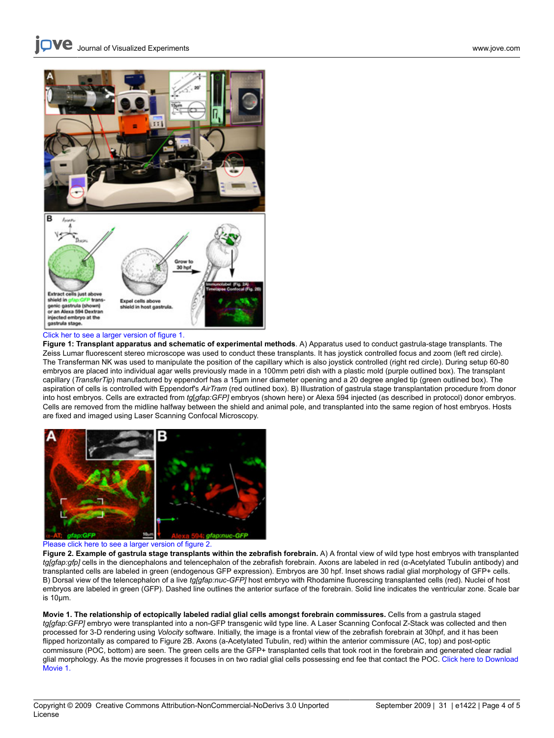Click her to see a larger version of figure 1.

**Figure 1: Transplant apparatus and schematic of experimental methods**. A) Apparatus used to conduct gastrula-stage transplants. The Zeiss Lumar fluorescent stereo microscope was used to conduct these transplants. It has joystick controlled focus and zoom (left red circle). The Transferman NK was used to manipulate the position of the capillary which is also joystick controlled (right red circle). During setup 60-80 embryos are placed into individual agar wells previously made in a 100mm petri dish with a plastic mold (purple outlined box). The transplant capillary (*TransferTip*) manufactured by eppendorf has a 15µm inner diameter opening and a 20 degree angled tip (green outlined box). The aspiration of cells is controlled with Eppendorf's *AirTram* (red outlined box). B) Illustration of gastrula stage transplantation procedure from donor into host embryos. Cells are extracted from *tg[gfap:GFP]* embryos (shown here) or Alexa 594 injected (as described in protocol) donor embryos. Cells are removed from the midline halfway between the shield and animal pole, and transplanted into the same region of host embryos. Hosts are fixed and imaged using Laser Scanning Confocal Microscopy.

Please click here to see a larger version of figure 2.

**Figure 2. Example of gastrula stage transplants within the zebrafish forebrain.** A) A frontal view of wild type host embryos with transplanted *tg[gfap:gfp]* cells in the diencephalons and telencephalon of the zebrafish forebrain. Axons are labeled in red (α-Acetylated Tubulin antibody) and transplanted cells are labeled in green (endogenous GFP expression). Embryos are 30 hpf. Inset shows radial glial morphology of GFP+ cells. B) Dorsal view of the telencephalon of a live *tg[gfap:nuc-GFP]* host embryo with Rhodamine fluorescing transplanted cells (red). Nuclei of host embryos are labeled in green (GFP). Dashed line outlines the anterior surface of the forebrain. Solid line indicates the ventricular zone. Scale bar is 10µm.

**Movie 1. The relationship of ectopically labeled radial glial cells amongst forebrain commissures.** Cells from a gastrula staged *tg[gfap:GFP]* embryo were transplanted into a non-GFP transgenic wild type line. A Laser Scanning Confocal Z-Stack was collected and then processed for 3-D rendering using *Volocity* software. Initially, the image is a frontal view of the zebrafish forebrain at 30hpf, and it has been flipped horizontally as compared to Figure 2B. Axons (a-Acetylated Tubulin, red) within the anterior commissure (AC, top) and post-optic commissure (POC, bottom) are seen. The green cells are the GFP+ transplanted cells that took root in the forebrain and generated clear radial glial morphology. As the movie progresses it focuses in on two radial glial cells possessing end fee that contact the POC. Click here to Download Movie 1.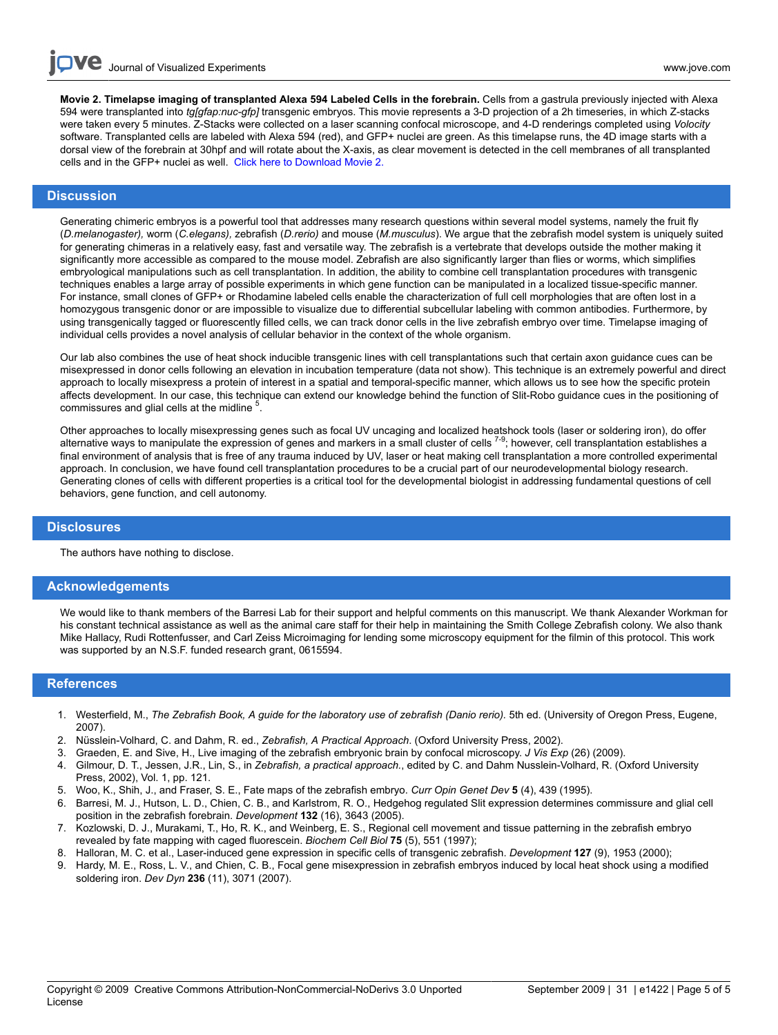**Movie 2. Timelapse imaging of transplanted Alexa 594 Labeled Cells in the forebrain.** Cells from a gastrula previously injected with Alexa 594 were transplanted into *tg[gfap:nuc-gfp]* transgenic embryos. This movie represents a 3-D projection of a 2h timeseries, in which Z-stacks were taken every 5 minutes. Z-Stacks were collected on a laser scanning confocal microscope, and 4-D renderings completed using *Volocity* software. Transplanted cells are labeled with Alexa 594 (red), and GFP+ nuclei are green. As this timelapse runs, the 4D image starts with a dorsal view of the forebrain at 30hpf and will rotate about the X-axis, as clear movement is detected in the cell membranes of all transplanted cells and in the GFP+ nuclei as well. Click here to Download Movie 2.

## Discussion

Generating chimeric embryos is a powerful tool that addresses many research questions within several model systems, namely the fruit fly (*D.melanogaster*), worm (*C.elegans*), zebrafish (*D.rerio*) and mouse (*M.musculus*). We argue that the zebrafish model system is uniquely suited for generating chimeras in a relatively easy, fast and versatile way. The zebrafish is a vertebrate that develops outside the mother making it significantly more accessible as compared to the mouse model. Zebrafish are also significantly larger than flies or worms, which simplifies embryological manipulations such as cell transplantation. In addition, the ability to combine cell transplantation procedures with transgenic techniques enables a large array of possible experiments in which gene function can be manipulated in a localized tissue-specific manner. For instance, small clones of GFP+ or Rhodamine labeled cells enable the characterization of full cell morphologies that are often lost in a homozygous transgenic donor or are impossible to visualize due to differential subcellular labeling with common antibodies. Furthermore, by using transgenically tagged or fluorescently filled cells, we can track donor cells in the live zebrafish embryo over time. Timelapse imaging of individual cells provides a novel analysis of cellular behavior in the context of the whole organism.

Our lab also combines the use of heat shock inducible transgenic lines with cell transplantations such that certain axon guidance cues can be misexpressed in donor cells following an elevation in incubation temperature (data not show). This technique is an extremely powerful and direct approach to locally misexpress a protein of interest in a spatial and temporal-specific manner, which allows us to see how the specific protein affects development. In our case, this technique can extend our knowledge behind the function of Slit-Robo guidance cues in the positioning of commissures and glial cells at the midline [5].

Other approaches to locally misexpressing genes such as focal UV uncaging and localized heatshock tools (laser or soldering iron), do offer alternative ways to manipulate the expression of genes and markers in a small cluster of cells [7-9]; however, cell transplantation establishes a final environment of analysis that is free of any trauma induced by UV, laser or heat making cell transplantation a more controlled experimental approach. In conclusion, we have found cell transplantation procedures to be a crucial part of our neurodevelopmental biology research. Generating clones of cells with different properties is a critical tool for the developmental biologist in addressing fundamental questions of cell behaviors, gene function, and cell autonomy.

## Disclosures

The authors have nothing to disclose.

## Acknowledgements

We would like to thank members of the Barresi Lab for their support and helpful comments on this manuscript. We thank Alexander Workman for his constant technical assistance as well as the animal care staff for their help in maintaining the Smith College Zebrafish colony. We also thank Mike Hallacy, Rudi Rottenfusser, and Carl Zeiss Microimaging for lending some microscopy equipment for the filmin of this protocol. This work was supported by an N.S.F. funded research grant, 0615594.

## References

1. Westerfield, M., *The Zebrafish Book, A guide for the laboratory use of zebrafish (Danio rerio).* 5th ed. (University of Oregon Press, Eugene, 2007).
2. Nüsslein-Volhard, C. and Dahm, R. ed., *Zebrafish, A Practical Approach*. (Oxford University Press, 2002).
3. Graeden, E. and Sive, H., Live imaging of the zebrafish embryonic brain by confocal microscopy. *J Vis Exp* (26) (2009).
4. Gilmour, D. T., Jessen, J.R., Lin, S., in *Zebrafish, a practical approach.*, edited by C. and Dahm Nusslein-Volhard, R. (Oxford University Press, 2002), Vol. 1, pp. 121.
5. Woo, K., Shih, J., and Fraser, S. E., Fate maps of the zebrafish embryo. *Curr Opin Genet Dev* **5** (4), 439 (1995).
6. Barresi, M. J., Hutson, L. D., Chien, C. B., and Karlstrom, R. O., Hedgehog regulated Slit expression determines commissure and glial cell position in the zebrafish forebrain. *Development* **132** (16), 3643 (2005).
7. Kozlowski, D. J., Murakami, T., Ho, R. K., and Weinberg, E. S., Regional cell movement and tissue patterning in the zebrafish embryo revealed by fate mapping with caged fluorescein. *Biochem Cell Biol* **75** (5), 551 (1997);
8. Halloran, M. C. et al., Laser-induced gene expression in specific cells of transgenic zebrafish. *Development* **127** (9), 1953 (2000);
9. Hardy, M. E., Ross, L. V., and Chien, C. B., Focal gene misexpression in zebrafish embryos induced by local heat shock using a modified soldering iron. *Dev Dyn* **236** (11), 3071 (2007).